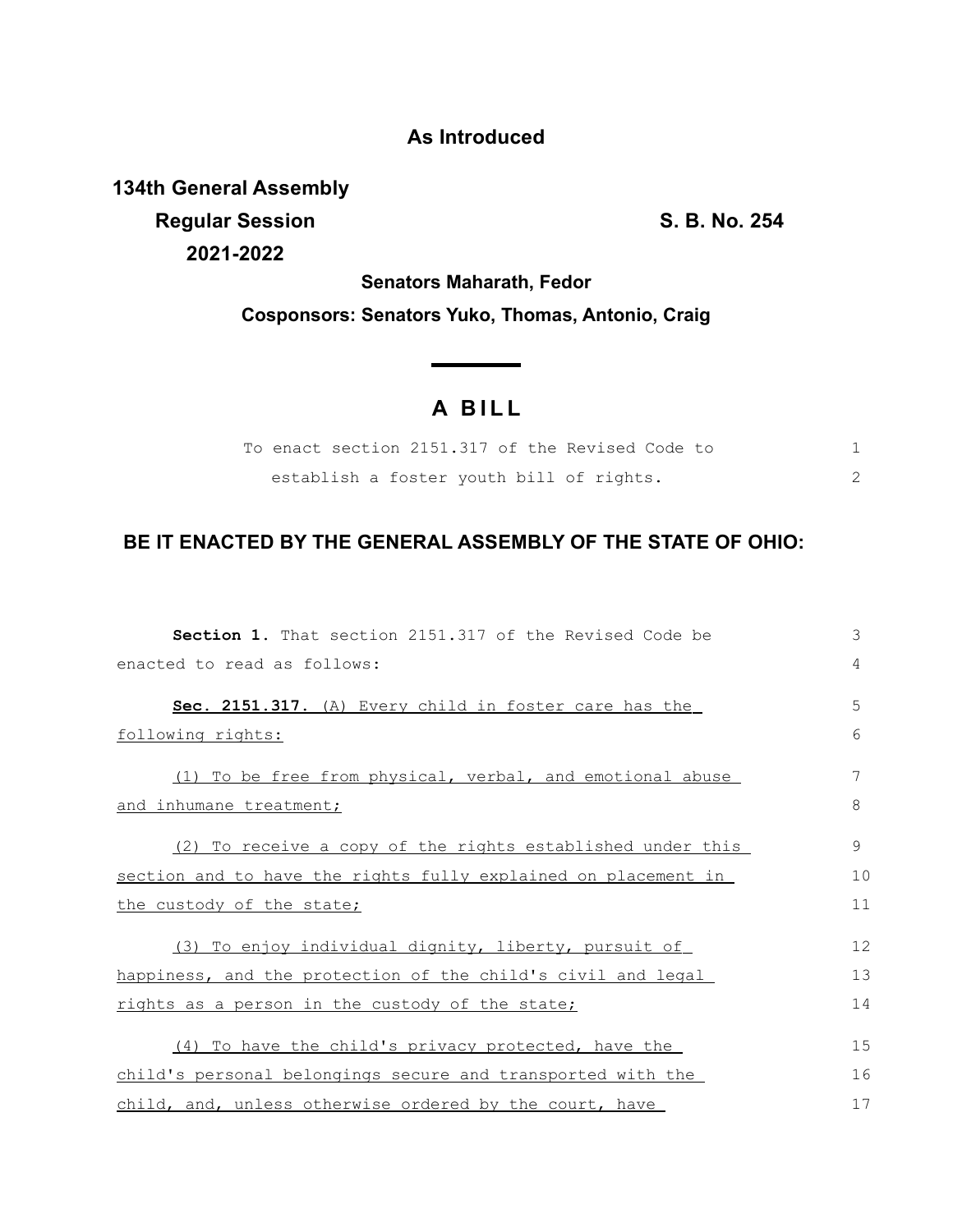**As Introduced**

**134th General Assembly**
**Regular Session** **S. B. No. 254**
**2021-2022**

**Senators Maharath, Fedor**

**Cosponsors: Senators Yuko, Thomas, Antonio, Craig**

# A BILL

To enact section 2151.317 of the Revised Code to establish a foster youth bill of rights.

## BE IT ENACTED BY THE GENERAL ASSEMBLY OF THE STATE OF OHIO:

**Section 1.** That section 2151.317 of the Revised Code be enacted to read as follows:

**Sec. 2151.317.** (A) Every child in foster care has the following rights:

(1) To be free from physical, verbal, and emotional abuse and inhumane treatment;

(2) To receive a copy of the rights established under this section and to have the rights fully explained on placement in the custody of the state;

(3) To enjoy individual dignity, liberty, pursuit of happiness, and the protection of the child's civil and legal rights as a person in the custody of the state;

(4) To have the child's privacy protected, have the child's personal belongings secure and transported with the child, and, unless otherwise ordered by the court, have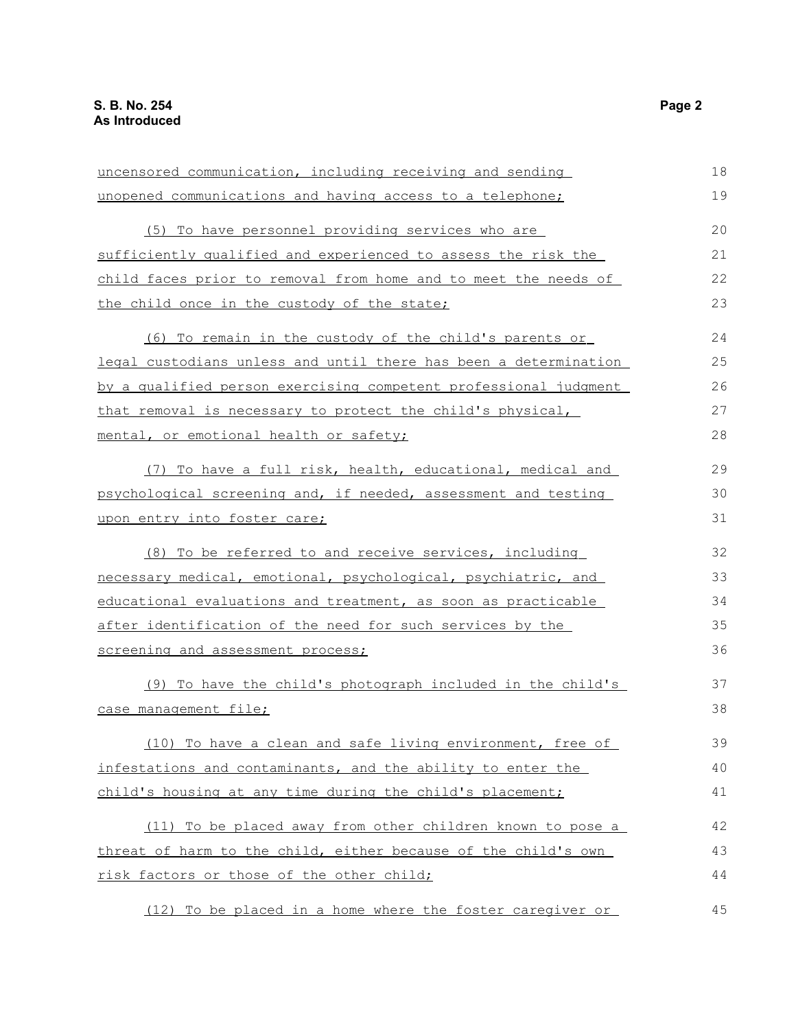uncensored communication, including receiving and sending unopened communications and having access to a telephone;

(5) To have personnel providing services who are sufficiently qualified and experienced to assess the risk the child faces prior to removal from home and to meet the needs of the child once in the custody of the state;

(6) To remain in the custody of the child's parents or legal custodians unless and until there has been a determination by a qualified person exercising competent professional judgment that removal is necessary to protect the child's physical, mental, or emotional health or safety;

(7) To have a full risk, health, educational, medical and psychological screening and, if needed, assessment and testing upon entry into foster care;

(8) To be referred to and receive services, including necessary medical, emotional, psychological, psychiatric, and educational evaluations and treatment, as soon as practicable after identification of the need for such services by the screening and assessment process;

(9) To have the child's photograph included in the child's case management file;

(10) To have a clean and safe living environment, free of infestations and contaminants, and the ability to enter the child's housing at any time during the child's placement;

(11) To be placed away from other children known to pose a threat of harm to the child, either because of the child's own risk factors or those of the other child;

(12) To be placed in a home where the foster caregiver or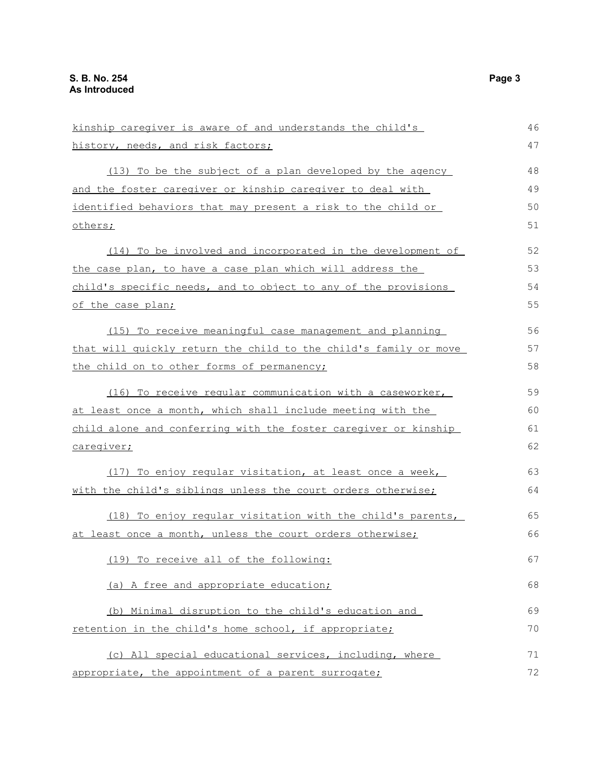kinship caregiver is aware of and understands the child's history, needs, and risk factors;

(13) To be the subject of a plan developed by the agency and the foster caregiver or kinship caregiver to deal with identified behaviors that may present a risk to the child or others;

(14) To be involved and incorporated in the development of the case plan, to have a case plan which will address the child's specific needs, and to object to any of the provisions of the case plan;

(15) To receive meaningful case management and planning that will quickly return the child to the child's family or move the child on to other forms of permanency;

(16) To receive regular communication with a caseworker, at least once a month, which shall include meeting with the child alone and conferring with the foster caregiver or kinship caregiver;

(17) To enjoy regular visitation, at least once a week, with the child's siblings unless the court orders otherwise;

(18) To enjoy regular visitation with the child's parents, at least once a month, unless the court orders otherwise;

(19) To receive all of the following:

(a) A free and appropriate education;

(b) Minimal disruption to the child's education and retention in the child's home school, if appropriate;

(c) All special educational services, including, where appropriate, the appointment of a parent surrogate;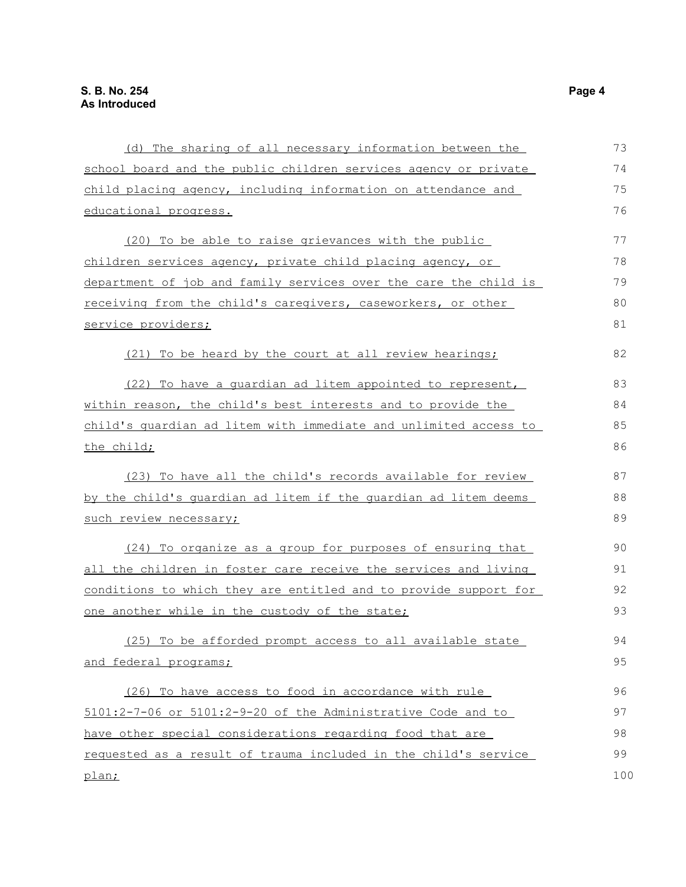(d) The sharing of all necessary information between the school board and the public children services agency or private child placing agency, including information on attendance and educational progress.

(20) To be able to raise grievances with the public children services agency, private child placing agency, or department of job and family services over the care the child is receiving from the child's caregivers, caseworkers, or other service providers;

(21) To be heard by the court at all review hearings;

(22) To have a guardian ad litem appointed to represent, within reason, the child's best interests and to provide the child's guardian ad litem with immediate and unlimited access to the child;

(23) To have all the child's records available for review by the child's guardian ad litem if the guardian ad litem deems such review necessary;

(24) To organize as a group for purposes of ensuring that all the children in foster care receive the services and living conditions to which they are entitled and to provide support for one another while in the custody of the state;

(25) To be afforded prompt access to all available state and federal programs;

(26) To have access to food in accordance with rule 5101:2-7-06 or 5101:2-9-20 of the Administrative Code and to have other special considerations regarding food that are requested as a result of trauma included in the child's service plan;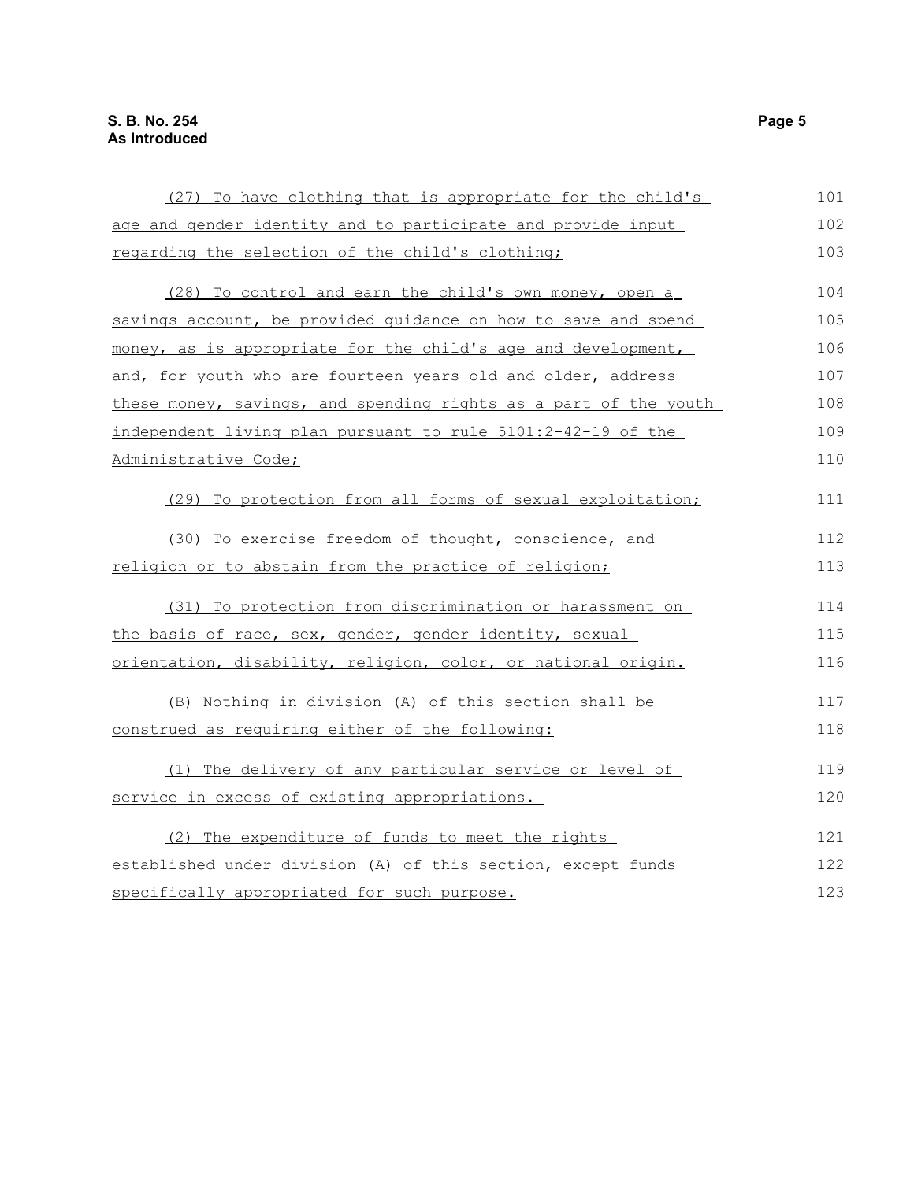(27) To have clothing that is appropriate for the child's age and gender identity and to participate and provide input regarding the selection of the child's clothing;

(28) To control and earn the child's own money, open a savings account, be provided guidance on how to save and spend money, as is appropriate for the child's age and development, and, for youth who are fourteen years old and older, address these money, savings, and spending rights as a part of the youth independent living plan pursuant to rule 5101:2-42-19 of the Administrative Code;

(29) To protection from all forms of sexual exploitation;

(30) To exercise freedom of thought, conscience, and religion or to abstain from the practice of religion;

(31) To protection from discrimination or harassment on the basis of race, sex, gender, gender identity, sexual orientation, disability, religion, color, or national origin.

(B) Nothing in division (A) of this section shall be construed as requiring either of the following:

(1) The delivery of any particular service or level of service in excess of existing appropriations.

(2) The expenditure of funds to meet the rights established under division (A) of this section, except funds specifically appropriated for such purpose.